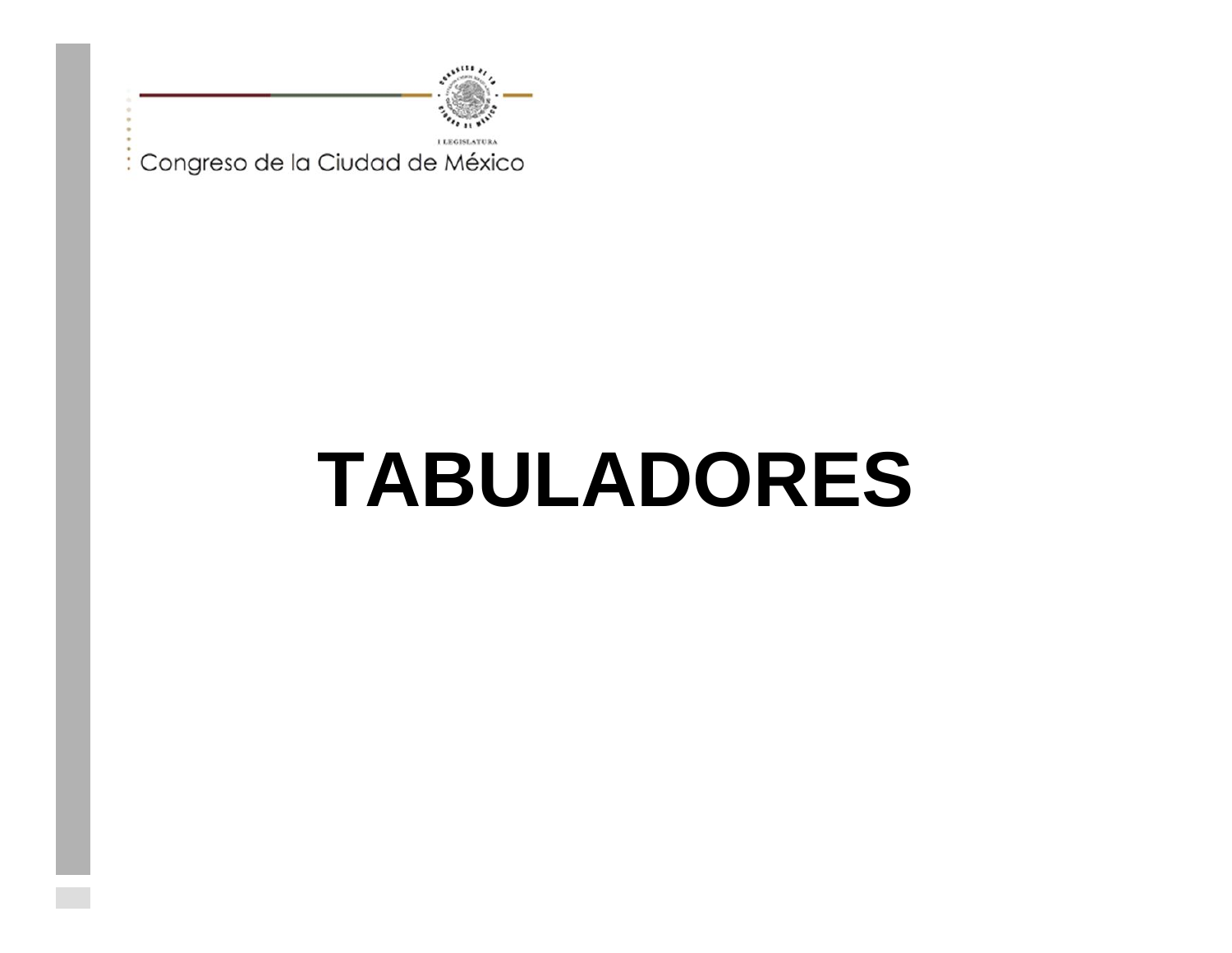I LEGISLATURA

Congreso de la Ciudad de México

# TABULADORES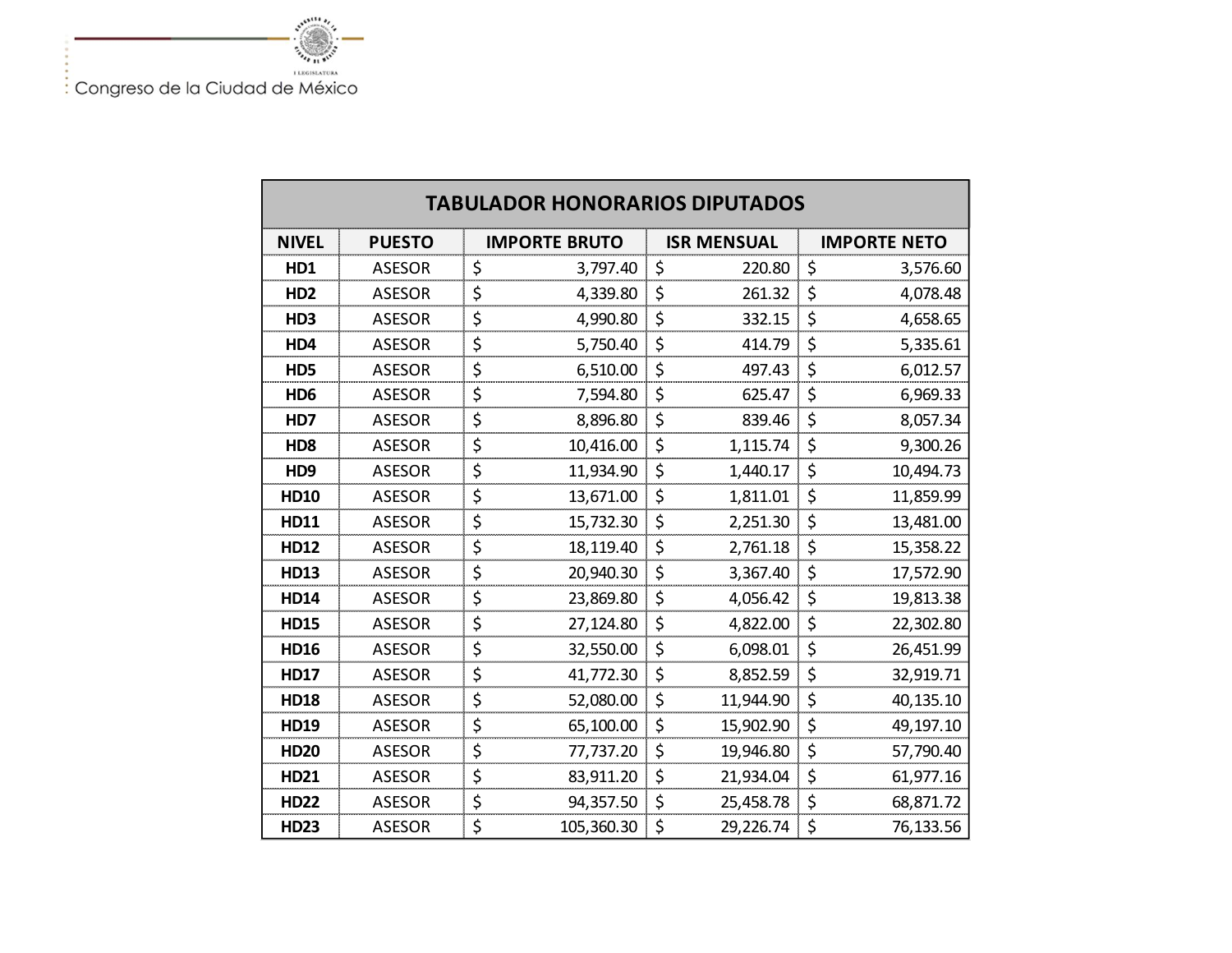Congreso de la Ciudad de México

| TABULADOR HONORARIOS DIPUTADOS | | | | |
|---|---|---|---|---|
| **NIVEL** | **PUESTO** | **IMPORTE BRUTO** | **ISR MENSUAL** | **IMPORTE NETO** |
| **HD1** | ASESOR | $ 3,797.40 | $ 220.80 | $ 3,576.60 |
| **HD2** | ASESOR | $ 4,339.80 | $ 261.32 | $ 4,078.48 |
| **HD3** | ASESOR | $ 4,990.80 | $ 332.15 | $ 4,658.65 |
| **HD4** | ASESOR | $ 5,750.40 | $ 414.79 | $ 5,335.61 |
| **HD5** | ASESOR | $ 6,510.00 | $ 497.43 | $ 6,012.57 |
| **HD6** | ASESOR | $ 7,594.80 | $ 625.47 | $ 6,969.33 |
| **HD7** | ASESOR | $ 8,896.80 | $ 839.46 | $ 8,057.34 |
| **HD8** | ASESOR | $ 10,416.00 | $ 1,115.74 | $ 9,300.26 |
| **HD9** | ASESOR | $ 11,934.90 | $ 1,440.17 | $ 10,494.73 |
| **HD10** | ASESOR | $ 13,671.00 | $ 1,811.01 | $ 11,859.99 |
| **HD11** | ASESOR | $ 15,732.30 | $ 2,251.30 | $ 13,481.00 |
| **HD12** | ASESOR | $ 18,119.40 | $ 2,761.18 | $ 15,358.22 |
| **HD13** | ASESOR | $ 20,940.30 | $ 3,367.40 | $ 17,572.90 |
| **HD14** | ASESOR | $ 23,869.80 | $ 4,056.42 | $ 19,813.38 |
| **HD15** | ASESOR | $ 27,124.80 | $ 4,822.00 | $ 22,302.80 |
| **HD16** | ASESOR | $ 32,550.00 | $ 6,098.01 | $ 26,451.99 |
| **HD17** | ASESOR | $ 41,772.30 | $ 8,852.59 | $ 32,919.71 |
| **HD18** | ASESOR | $ 52,080.00 | $ 11,944.90 | $ 40,135.10 |
| **HD19** | ASESOR | $ 65,100.00 | $ 15,902.90 | $ 49,197.10 |
| **HD20** | ASESOR | $ 77,737.20 | $ 19,946.80 | $ 57,790.40 |
| **HD21** | ASESOR | $ 83,911.20 | $ 21,934.04 | $ 61,977.16 |
| **HD22** | ASESOR | $ 94,357.50 | $ 25,458.78 | $ 68,871.72 |
| **HD23** | ASESOR | $ 105,360.30 | $ 29,226.74 | $ 76,133.56 |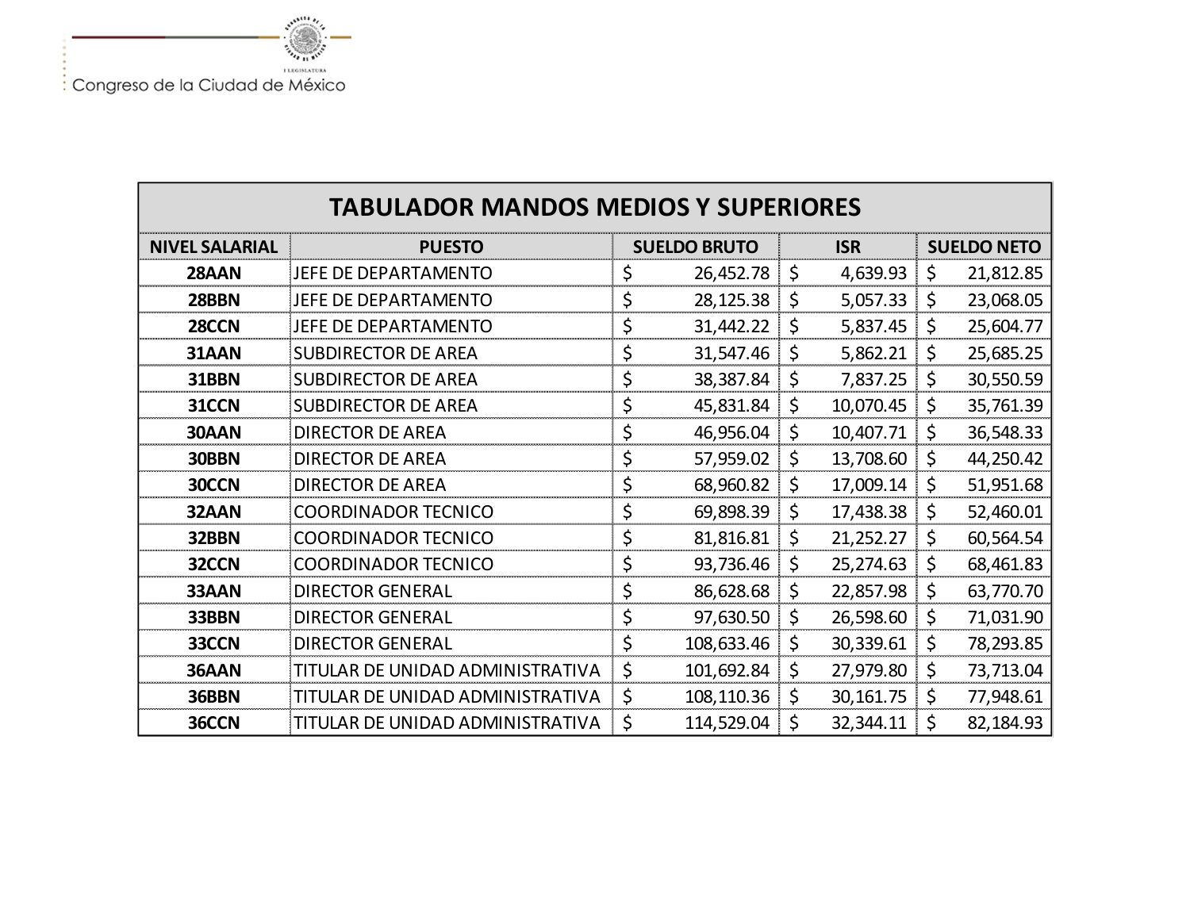| TABULADOR MANDOS MEDIOS Y SUPERIORES | | | | |
|---|---|---|---|---|
| **NIVEL SALARIAL** | **PUESTO** | **SUELDO BRUTO** | **ISR** | **SUELDO NETO** |
| **28AAN** | JEFE DE DEPARTAMENTO | $ 26,452.78 | $ 4,639.93 | $ 21,812.85 |
| **28BBN** | JEFE DE DEPARTAMENTO | $ 28,125.38 | $ 5,057.33 | $ 23,068.05 |
| **28CCN** | JEFE DE DEPARTAMENTO | $ 31,442.22 | $ 5,837.45 | $ 25,604.77 |
| **31AAN** | SUBDIRECTOR DE AREA | $ 31,547.46 | $ 5,862.21 | $ 25,685.25 |
| **31BBN** | SUBDIRECTOR DE AREA | $ 38,387.84 | $ 7,837.25 | $ 30,550.59 |
| **31CCN** | SUBDIRECTOR DE AREA | $ 45,831.84 | $ 10,070.45 | $ 35,761.39 |
| **30AAN** | DIRECTOR DE AREA | $ 46,956.04 | $ 10,407.71 | $ 36,548.33 |
| **30BBN** | DIRECTOR DE AREA | $ 57,959.02 | $ 13,708.60 | $ 44,250.42 |
| **30CCN** | DIRECTOR DE AREA | $ 68,960.82 | $ 17,009.14 | $ 51,951.68 |
| **32AAN** | COORDINADOR TECNICO | $ 69,898.39 | $ 17,438.38 | $ 52,460.01 |
| **32BBN** | COORDINADOR TECNICO | $ 81,816.81 | $ 21,252.27 | $ 60,564.54 |
| **32CCN** | COORDINADOR TECNICO | $ 93,736.46 | $ 25,274.63 | $ 68,461.83 |
| **33AAN** | DIRECTOR GENERAL | $ 86,628.68 | $ 22,857.98 | $ 63,770.70 |
| **33BBN** | DIRECTOR GENERAL | $ 97,630.50 | $ 26,598.60 | $ 71,031.90 |
| **33CCN** | DIRECTOR GENERAL | $ 108,633.46 | $ 30,339.61 | $ 78,293.85 |
| **36AAN** | TITULAR DE UNIDAD ADMINISTRATIVA | $ 101,692.84 | $ 27,979.80 | $ 73,713.04 |
| **36BBN** | TITULAR DE UNIDAD ADMINISTRATIVA | $ 108,110.36 | $ 30,161.75 | $ 77,948.61 |
| **36CCN** | TITULAR DE UNIDAD ADMINISTRATIVA | $ 114,529.04 | $ 32,344.11 | $ 82,184.93 |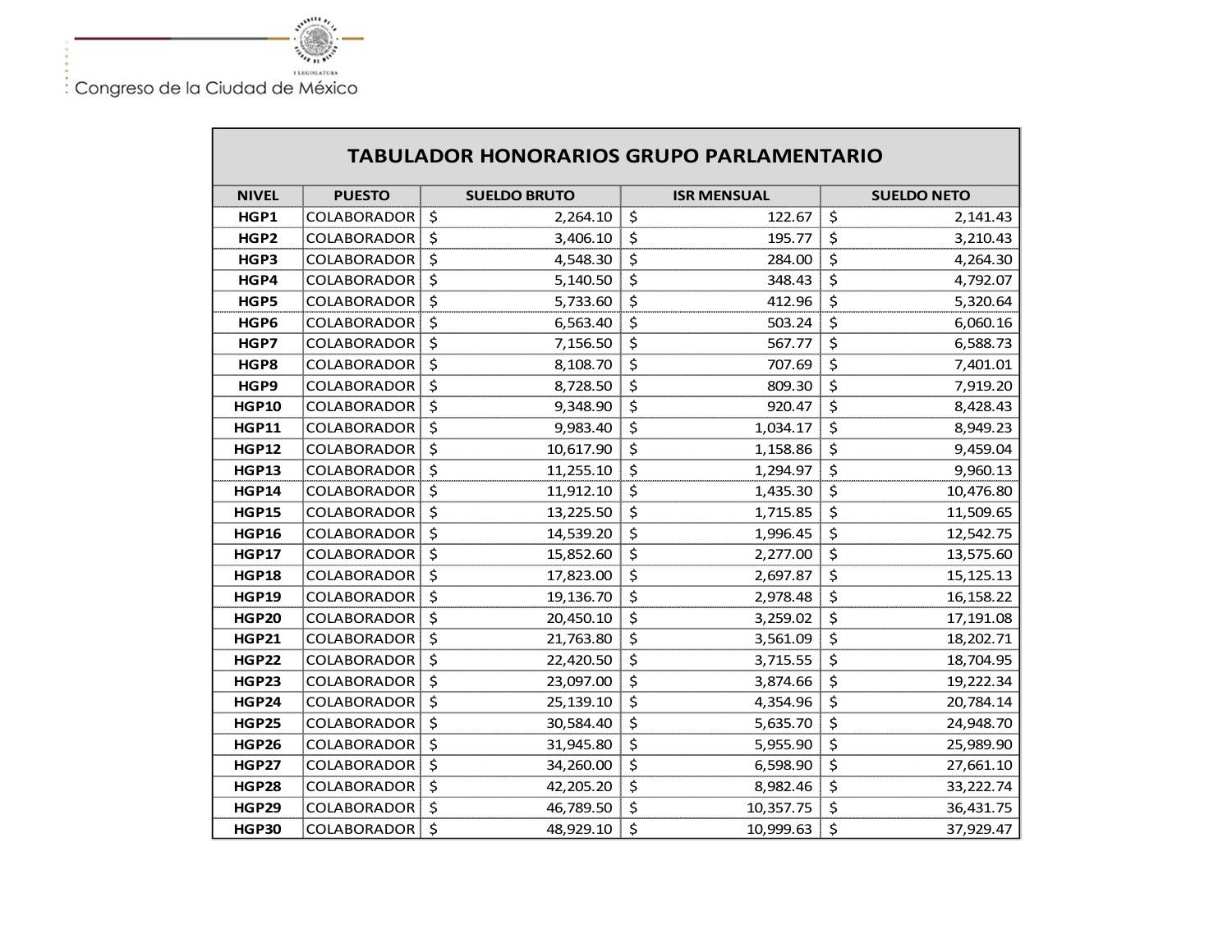Congreso de la Ciudad de México

| TABULADOR HONORARIOS GRUPO PARLAMENTARIO | | | | |
|---|---|---|---|---|
| **NIVEL** | **PUESTO** | **SUELDO BRUTO** | **ISR MENSUAL** | **SUELDO NETO** |
| **HGP1** | COLABORADOR | $ 2,264.10 | $ 122.67 | $ 2,141.43 |
| **HGP2** | COLABORADOR | $ 3,406.10 | $ 195.77 | $ 3,210.43 |
| **HGP3** | COLABORADOR | $ 4,548.30 | $ 284.00 | $ 4,264.30 |
| **HGP4** | COLABORADOR | $ 5,140.50 | $ 348.43 | $ 4,792.07 |
| **HGP5** | COLABORADOR | $ 5,733.60 | $ 412.96 | $ 5,320.64 |
| **HGP6** | COLABORADOR | $ 6,563.40 | $ 503.24 | $ 6,060.16 |
| **HGP7** | COLABORADOR | $ 7,156.50 | $ 567.77 | $ 6,588.73 |
| **HGP8** | COLABORADOR | $ 8,108.70 | $ 707.69 | $ 7,401.01 |
| **HGP9** | COLABORADOR | $ 8,728.50 | $ 809.30 | $ 7,919.20 |
| **HGP10** | COLABORADOR | $ 9,348.90 | $ 920.47 | $ 8,428.43 |
| **HGP11** | COLABORADOR | $ 9,983.40 | $ 1,034.17 | $ 8,949.23 |
| **HGP12** | COLABORADOR | $ 10,617.90 | $ 1,158.86 | $ 9,459.04 |
| **HGP13** | COLABORADOR | $ 11,255.10 | $ 1,294.97 | $ 9,960.13 |
| **HGP14** | COLABORADOR | $ 11,912.10 | $ 1,435.30 | $ 10,476.80 |
| **HGP15** | COLABORADOR | $ 13,225.50 | $ 1,715.85 | $ 11,509.65 |
| **HGP16** | COLABORADOR | $ 14,539.20 | $ 1,996.45 | $ 12,542.75 |
| **HGP17** | COLABORADOR | $ 15,852.60 | $ 2,277.00 | $ 13,575.60 |
| **HGP18** | COLABORADOR | $ 17,823.00 | $ 2,697.87 | $ 15,125.13 |
| **HGP19** | COLABORADOR | $ 19,136.70 | $ 2,978.48 | $ 16,158.22 |
| **HGP20** | COLABORADOR | $ 20,450.10 | $ 3,259.02 | $ 17,191.08 |
| **HGP21** | COLABORADOR | $ 21,763.80 | $ 3,561.09 | $ 18,202.71 |
| **HGP22** | COLABORADOR | $ 22,420.50 | $ 3,715.55 | $ 18,704.95 |
| **HGP23** | COLABORADOR | $ 23,097.00 | $ 3,874.66 | $ 19,222.34 |
| **HGP24** | COLABORADOR | $ 25,139.10 | $ 4,354.96 | $ 20,784.14 |
| **HGP25** | COLABORADOR | $ 30,584.40 | $ 5,635.70 | $ 24,948.70 |
| **HGP26** | COLABORADOR | $ 31,945.80 | $ 5,955.90 | $ 25,989.90 |
| **HGP27** | COLABORADOR | $ 34,260.00 | $ 6,598.90 | $ 27,661.10 |
| **HGP28** | COLABORADOR | $ 42,205.20 | $ 8,982.46 | $ 33,222.74 |
| **HGP29** | COLABORADOR | $ 46,789.50 | $ 10,357.75 | $ 36,431.75 |
| **HGP30** | COLABORADOR | $ 48,929.10 | $ 10,999.63 | $ 37,929.47 |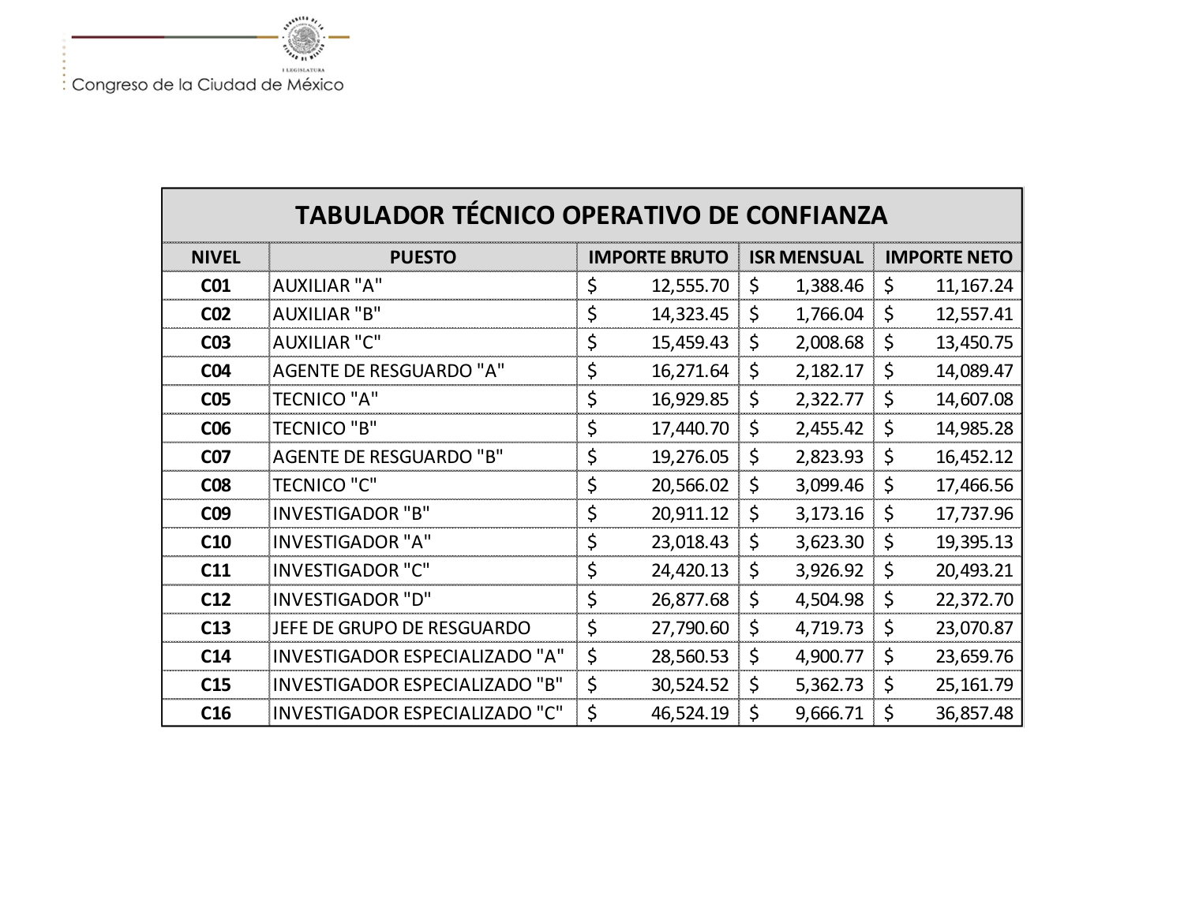Congreso de la Ciudad de México

| TABULADOR TÉCNICO OPERATIVO DE CONFIANZA | | | | |
|---|---|---|---|---|
| **NIVEL** | **PUESTO** | **IMPORTE BRUTO** | **ISR MENSUAL** | **IMPORTE NETO** |
| **C01** | AUXILIAR "A" | $ 12,555.70 | $ 1,388.46 | $ 11,167.24 |
| **C02** | AUXILIAR "B" | $ 14,323.45 | $ 1,766.04 | $ 12,557.41 |
| **C03** | AUXILIAR "C" | $ 15,459.43 | $ 2,008.68 | $ 13,450.75 |
| **C04** | AGENTE DE RESGUARDO "A" | $ 16,271.64 | $ 2,182.17 | $ 14,089.47 |
| **C05** | TECNICO "A" | $ 16,929.85 | $ 2,322.77 | $ 14,607.08 |
| **C06** | TECNICO "B" | $ 17,440.70 | $ 2,455.42 | $ 14,985.28 |
| **C07** | AGENTE DE RESGUARDO "B" | $ 19,276.05 | $ 2,823.93 | $ 16,452.12 |
| **C08** | TECNICO "C" | $ 20,566.02 | $ 3,099.46 | $ 17,466.56 |
| **C09** | INVESTIGADOR "B" | $ 20,911.12 | $ 3,173.16 | $ 17,737.96 |
| **C10** | INVESTIGADOR "A" | $ 23,018.43 | $ 3,623.30 | $ 19,395.13 |
| **C11** | INVESTIGADOR "C" | $ 24,420.13 | $ 3,926.92 | $ 20,493.21 |
| **C12** | INVESTIGADOR "D" | $ 26,877.68 | $ 4,504.98 | $ 22,372.70 |
| **C13** | JEFE DE GRUPO DE RESGUARDO | $ 27,790.60 | $ 4,719.73 | $ 23,070.87 |
| **C14** | INVESTIGADOR ESPECIALIZADO "A" | $ 28,560.53 | $ 4,900.77 | $ 23,659.76 |
| **C15** | INVESTIGADOR ESPECIALIZADO "B" | $ 30,524.52 | $ 5,362.73 | $ 25,161.79 |
| **C16** | INVESTIGADOR ESPECIALIZADO "C" | $ 46,524.19 | $ 9,666.71 | $ 36,857.48 |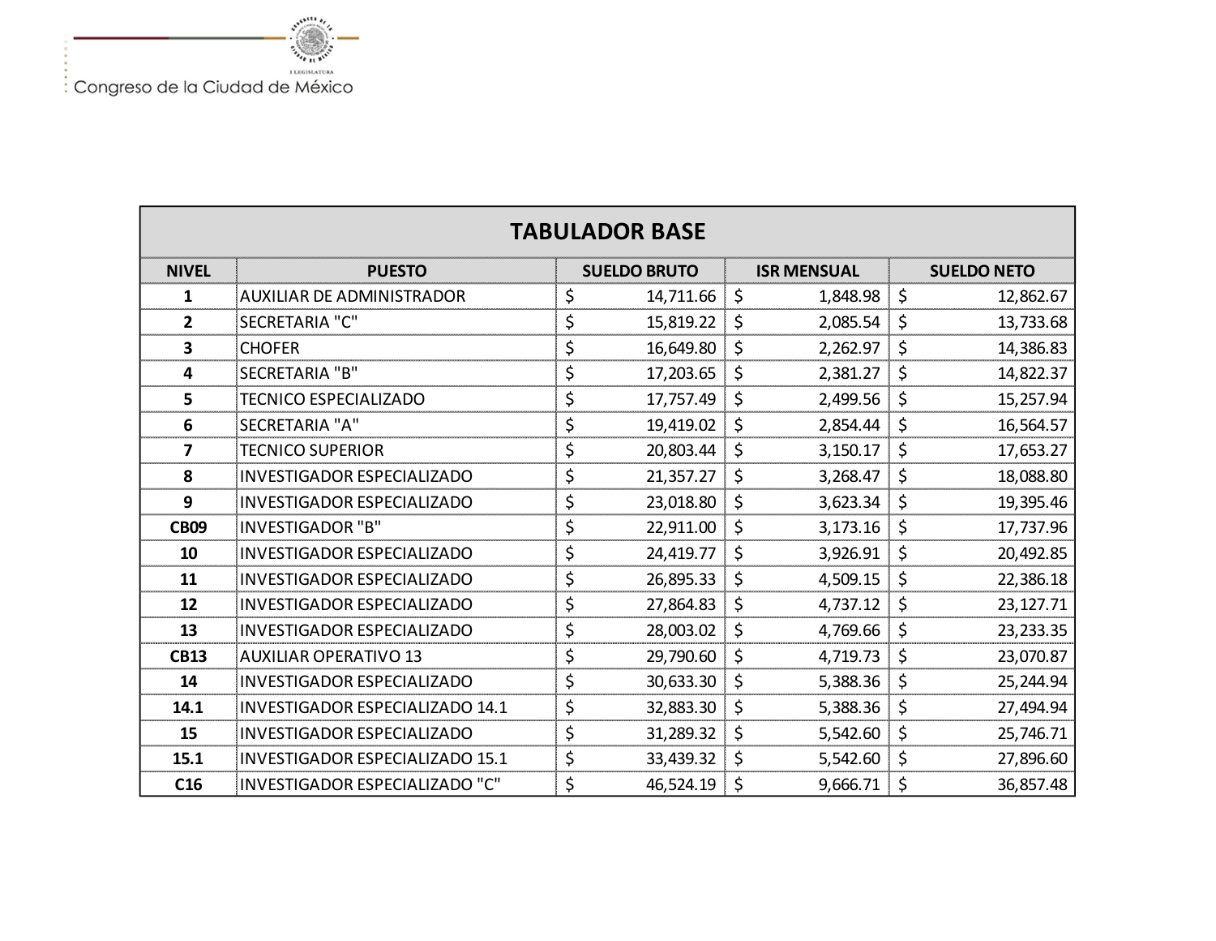Congreso de la Ciudad de México

| TABULADOR BASE | | | | |
|---|---|---|---|---|
| **NIVEL** | **PUESTO** | **SUELDO BRUTO** | **ISR MENSUAL** | **SUELDO NETO** |
| **1** | AUXILIAR DE ADMINISTRADOR | $ 14,711.66 | $ 1,848.98 | $ 12,862.67 |
| **2** | SECRETARIA "C" | $ 15,819.22 | $ 2,085.54 | $ 13,733.68 |
| **3** | CHOFER | $ 16,649.80 | $ 2,262.97 | $ 14,386.83 |
| **4** | SECRETARIA "B" | $ 17,203.65 | $ 2,381.27 | $ 14,822.37 |
| **5** | TECNICO ESPECIALIZADO | $ 17,757.49 | $ 2,499.56 | $ 15,257.94 |
| **6** | SECRETARIA "A" | $ 19,419.02 | $ 2,854.44 | $ 16,564.57 |
| **7** | TECNICO SUPERIOR | $ 20,803.44 | $ 3,150.17 | $ 17,653.27 |
| **8** | INVESTIGADOR ESPECIALIZADO | $ 21,357.27 | $ 3,268.47 | $ 18,088.80 |
| **9** | INVESTIGADOR ESPECIALIZADO | $ 23,018.80 | $ 3,623.34 | $ 19,395.46 |
| **CB09** | INVESTIGADOR "B" | $ 22,911.00 | $ 3,173.16 | $ 17,737.96 |
| **10** | INVESTIGADOR ESPECIALIZADO | $ 24,419.77 | $ 3,926.91 | $ 20,492.85 |
| **11** | INVESTIGADOR ESPECIALIZADO | $ 26,895.33 | $ 4,509.15 | $ 22,386.18 |
| **12** | INVESTIGADOR ESPECIALIZADO | $ 27,864.83 | $ 4,737.12 | $ 23,127.71 |
| **13** | INVESTIGADOR ESPECIALIZADO | $ 28,003.02 | $ 4,769.66 | $ 23,233.35 |
| **CB13** | AUXILIAR OPERATIVO 13 | $ 29,790.60 | $ 4,719.73 | $ 23,070.87 |
| **14** | INVESTIGADOR ESPECIALIZADO | $ 30,633.30 | $ 5,388.36 | $ 25,244.94 |
| **14.1** | INVESTIGADOR ESPECIALIZADO 14.1 | $ 32,883.30 | $ 5,388.36 | $ 27,494.94 |
| **15** | INVESTIGADOR ESPECIALIZADO | $ 31,289.32 | $ 5,542.60 | $ 25,746.71 |
| **15.1** | INVESTIGADOR ESPECIALIZADO 15.1 | $ 33,439.32 | $ 5,542.60 | $ 27,896.60 |
| **C16** | INVESTIGADOR ESPECIALIZADO "C" | $ 46,524.19 | $ 9,666.71 | $ 36,857.48 |